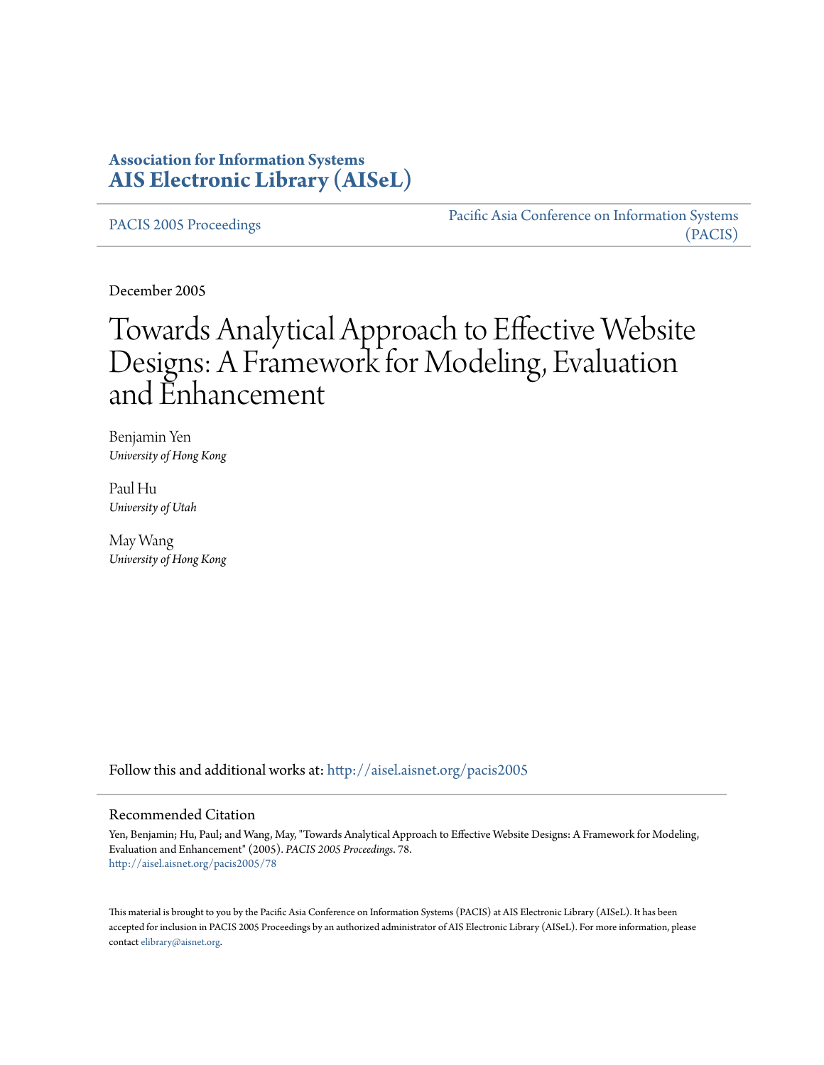**Association for Information Systems**
**AIS Electronic Library (AISeL)**

PACIS 2005 Proceedings

Pacific Asia Conference on Information Systems (PACIS)

December 2005

# Towards Analytical Approach to Effective Website Designs: A Framework for Modeling, Evaluation and Enhancement

Benjamin Yen
*University of Hong Kong*

Paul Hu
*University of Utah*

May Wang
*University of Hong Kong*

Follow this and additional works at: http://aisel.aisnet.org/pacis2005

## Recommended Citation

Yen, Benjamin; Hu, Paul; and Wang, May, "Towards Analytical Approach to Effective Website Designs: A Framework for Modeling, Evaluation and Enhancement" (2005). *PACIS 2005 Proceedings*. 78.
http://aisel.aisnet.org/pacis2005/78

This material is brought to you by the Pacific Asia Conference on Information Systems (PACIS) at AIS Electronic Library (AISeL). It has been accepted for inclusion in PACIS 2005 Proceedings by an authorized administrator of AIS Electronic Library (AISeL). For more information, please contact elibrary@aisnet.org.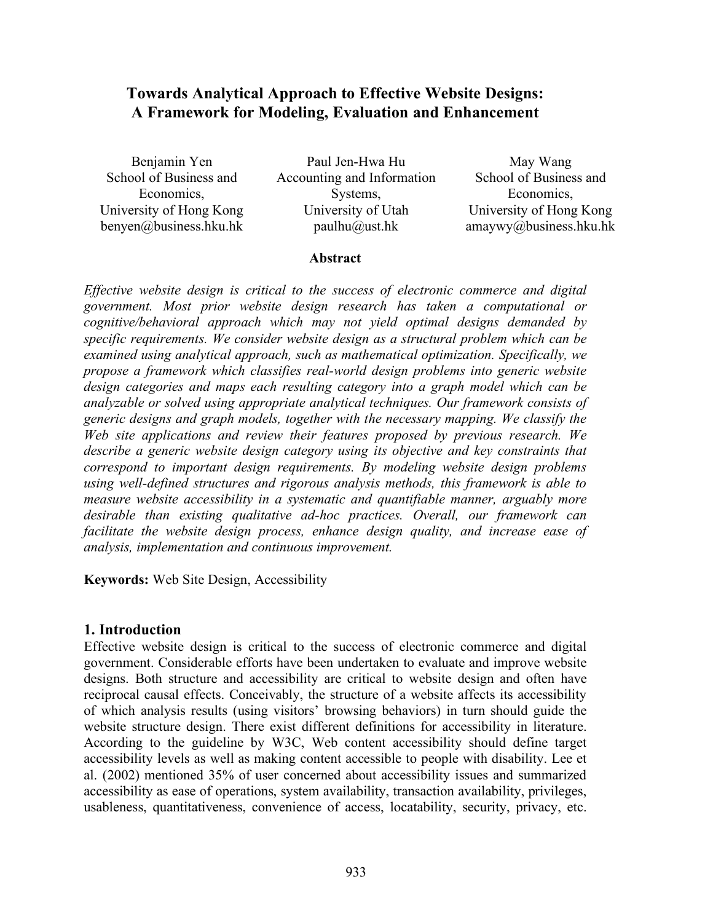# Towards Analytical Approach to Effective Website Designs: A Framework for Modeling, Evaluation and Enhancement

| Benjamin Yen | Paul Jen-Hwa Hu | May Wang |
|---|---|---|
| School of Business and Economics, | Accounting and Information Systems, | School of Business and Economics, |
| University of Hong Kong | University of Utah | University of Hong Kong |
| benyen@business.hku.hk | paulhu@ust.hk | amaywy@business.hku.hk |

## Abstract

*Effective website design is critical to the success of electronic commerce and digital government. Most prior website design research has taken a computational or cognitive/behavioral approach which may not yield optimal designs demanded by specific requirements. We consider website design as a structural problem which can be examined using analytical approach, such as mathematical optimization. Specifically, we propose a framework which classifies real-world design problems into generic website design categories and maps each resulting category into a graph model which can be analyzable or solved using appropriate analytical techniques. Our framework consists of generic designs and graph models, together with the necessary mapping. We classify the Web site applications and review their features proposed by previous research. We describe a generic website design category using its objective and key constraints that correspond to important design requirements. By modeling website design problems using well-defined structures and rigorous analysis methods, this framework is able to measure website accessibility in a systematic and quantifiable manner, arguably more desirable than existing qualitative ad-hoc practices. Overall, our framework can facilitate the website design process, enhance design quality, and increase ease of analysis, implementation and continuous improvement.*

**Keywords:** Web Site Design, Accessibility

## 1. Introduction

Effective website design is critical to the success of electronic commerce and digital government. Considerable efforts have been undertaken to evaluate and improve website designs. Both structure and accessibility are critical to website design and often have reciprocal causal effects. Conceivably, the structure of a website affects its accessibility of which analysis results (using visitors' browsing behaviors) in turn should guide the website structure design. There exist different definitions for accessibility in literature. According to the guideline by W3C, Web content accessibility should define target accessibility levels as well as making content accessible to people with disability. Lee et al. (2002) mentioned 35% of user concerned about accessibility issues and summarized accessibility as ease of operations, system availability, transaction availability, privileges, usableness, quantitativeness, convenience of access, locatability, security, privacy, etc.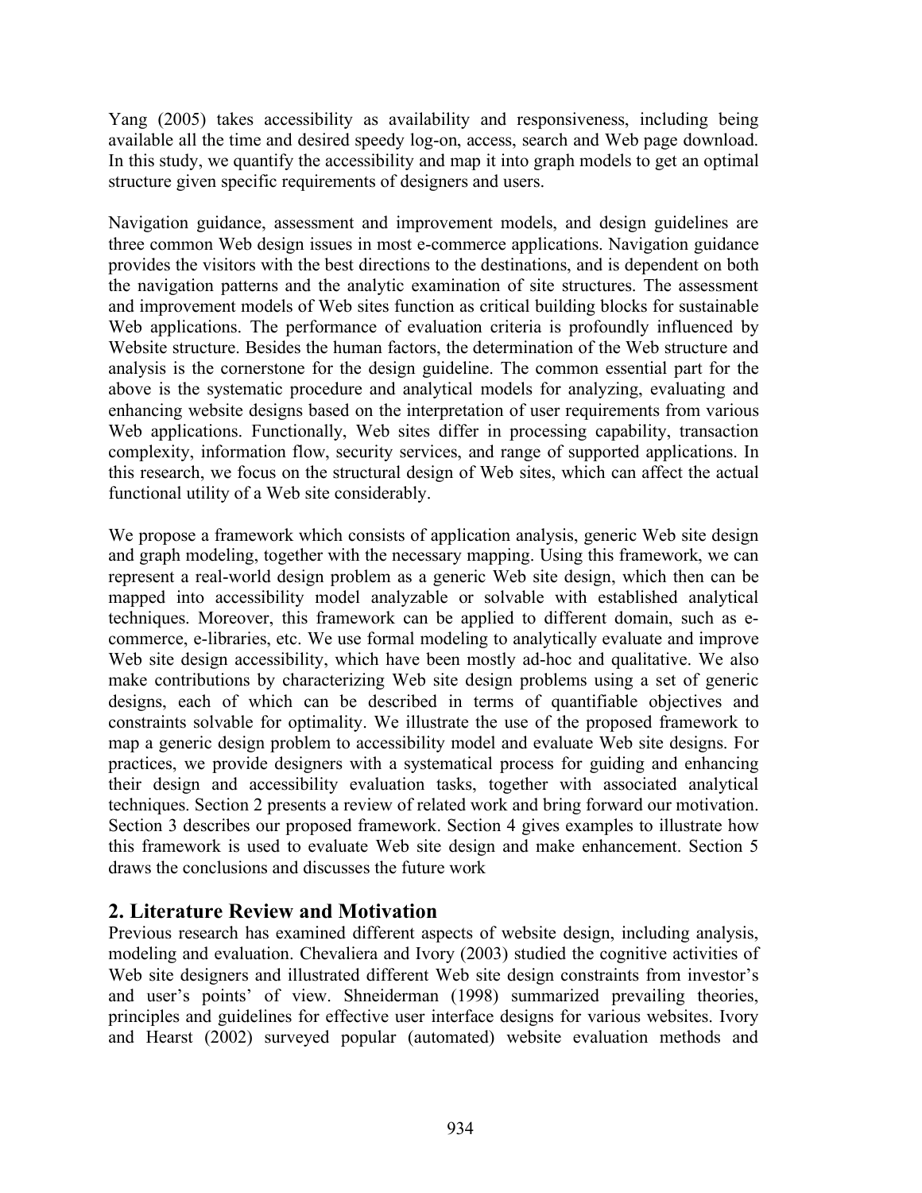Yang (2005) takes accessibility as availability and responsiveness, including being available all the time and desired speedy log-on, access, search and Web page download. In this study, we quantify the accessibility and map it into graph models to get an optimal structure given specific requirements of designers and users.

Navigation guidance, assessment and improvement models, and design guidelines are three common Web design issues in most e-commerce applications. Navigation guidance provides the visitors with the best directions to the destinations, and is dependent on both the navigation patterns and the analytic examination of site structures. The assessment and improvement models of Web sites function as critical building blocks for sustainable Web applications. The performance of evaluation criteria is profoundly influenced by Website structure. Besides the human factors, the determination of the Web structure and analysis is the cornerstone for the design guideline. The common essential part for the above is the systematic procedure and analytical models for analyzing, evaluating and enhancing website designs based on the interpretation of user requirements from various Web applications. Functionally, Web sites differ in processing capability, transaction complexity, information flow, security services, and range of supported applications. In this research, we focus on the structural design of Web sites, which can affect the actual functional utility of a Web site considerably.

We propose a framework which consists of application analysis, generic Web site design and graph modeling, together with the necessary mapping. Using this framework, we can represent a real-world design problem as a generic Web site design, which then can be mapped into accessibility model analyzable or solvable with established analytical techniques. Moreover, this framework can be applied to different domain, such as e-commerce, e-libraries, etc. We use formal modeling to analytically evaluate and improve Web site design accessibility, which have been mostly ad-hoc and qualitative. We also make contributions by characterizing Web site design problems using a set of generic designs, each of which can be described in terms of quantifiable objectives and constraints solvable for optimality. We illustrate the use of the proposed framework to map a generic design problem to accessibility model and evaluate Web site designs. For practices, we provide designers with a systematical process for guiding and enhancing their design and accessibility evaluation tasks, together with associated analytical techniques. Section 2 presents a review of related work and bring forward our motivation. Section 3 describes our proposed framework. Section 4 gives examples to illustrate how this framework is used to evaluate Web site design and make enhancement. Section 5 draws the conclusions and discusses the future work

## 2. Literature Review and Motivation

Previous research has examined different aspects of website design, including analysis, modeling and evaluation. Chevaliera and Ivory (2003) studied the cognitive activities of Web site designers and illustrated different Web site design constraints from investor's and user's points' of view. Shneiderman (1998) summarized prevailing theories, principles and guidelines for effective user interface designs for various websites. Ivory and Hearst (2002) surveyed popular (automated) website evaluation methods and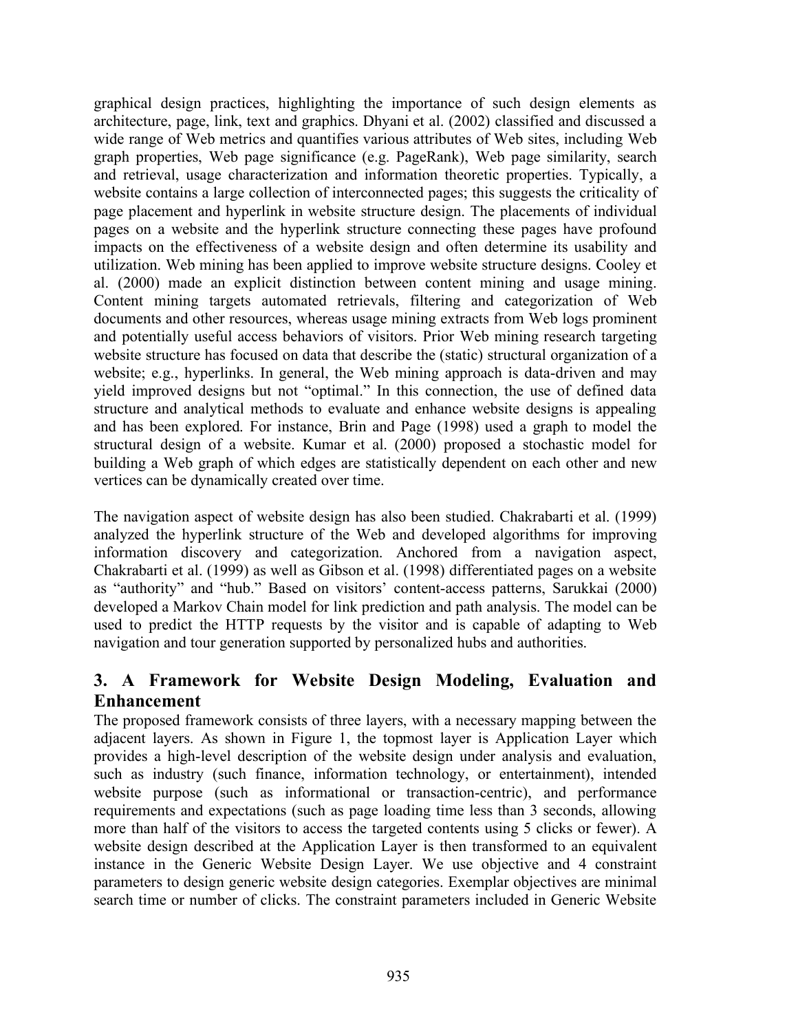graphical design practices, highlighting the importance of such design elements as architecture, page, link, text and graphics. Dhyani et al. (2002) classified and discussed a wide range of Web metrics and quantifies various attributes of Web sites, including Web graph properties, Web page significance (e.g. PageRank), Web page similarity, search and retrieval, usage characterization and information theoretic properties. Typically, a website contains a large collection of interconnected pages; this suggests the criticality of page placement and hyperlink in website structure design. The placements of individual pages on a website and the hyperlink structure connecting these pages have profound impacts on the effectiveness of a website design and often determine its usability and utilization. Web mining has been applied to improve website structure designs. Cooley et al. (2000) made an explicit distinction between content mining and usage mining. Content mining targets automated retrievals, filtering and categorization of Web documents and other resources, whereas usage mining extracts from Web logs prominent and potentially useful access behaviors of visitors. Prior Web mining research targeting website structure has focused on data that describe the (static) structural organization of a website; e.g., hyperlinks. In general, the Web mining approach is data-driven and may yield improved designs but not "optimal." In this connection, the use of defined data structure and analytical methods to evaluate and enhance website designs is appealing and has been explored. For instance, Brin and Page (1998) used a graph to model the structural design of a website. Kumar et al. (2000) proposed a stochastic model for building a Web graph of which edges are statistically dependent on each other and new vertices can be dynamically created over time.

The navigation aspect of website design has also been studied. Chakrabarti et al. (1999) analyzed the hyperlink structure of the Web and developed algorithms for improving information discovery and categorization. Anchored from a navigation aspect, Chakrabarti et al. (1999) as well as Gibson et al. (1998) differentiated pages on a website as "authority" and "hub." Based on visitors' content-access patterns, Sarukkai (2000) developed a Markov Chain model for link prediction and path analysis. The model can be used to predict the HTTP requests by the visitor and is capable of adapting to Web navigation and tour generation supported by personalized hubs and authorities.

## 3. A Framework for Website Design Modeling, Evaluation and Enhancement

The proposed framework consists of three layers, with a necessary mapping between the adjacent layers. As shown in Figure 1, the topmost layer is Application Layer which provides a high-level description of the website design under analysis and evaluation, such as industry (such finance, information technology, or entertainment), intended website purpose (such as informational or transaction-centric), and performance requirements and expectations (such as page loading time less than 3 seconds, allowing more than half of the visitors to access the targeted contents using 5 clicks or fewer). A website design described at the Application Layer is then transformed to an equivalent instance in the Generic Website Design Layer. We use objective and 4 constraint parameters to design generic website design categories. Exemplar objectives are minimal search time or number of clicks. The constraint parameters included in Generic Website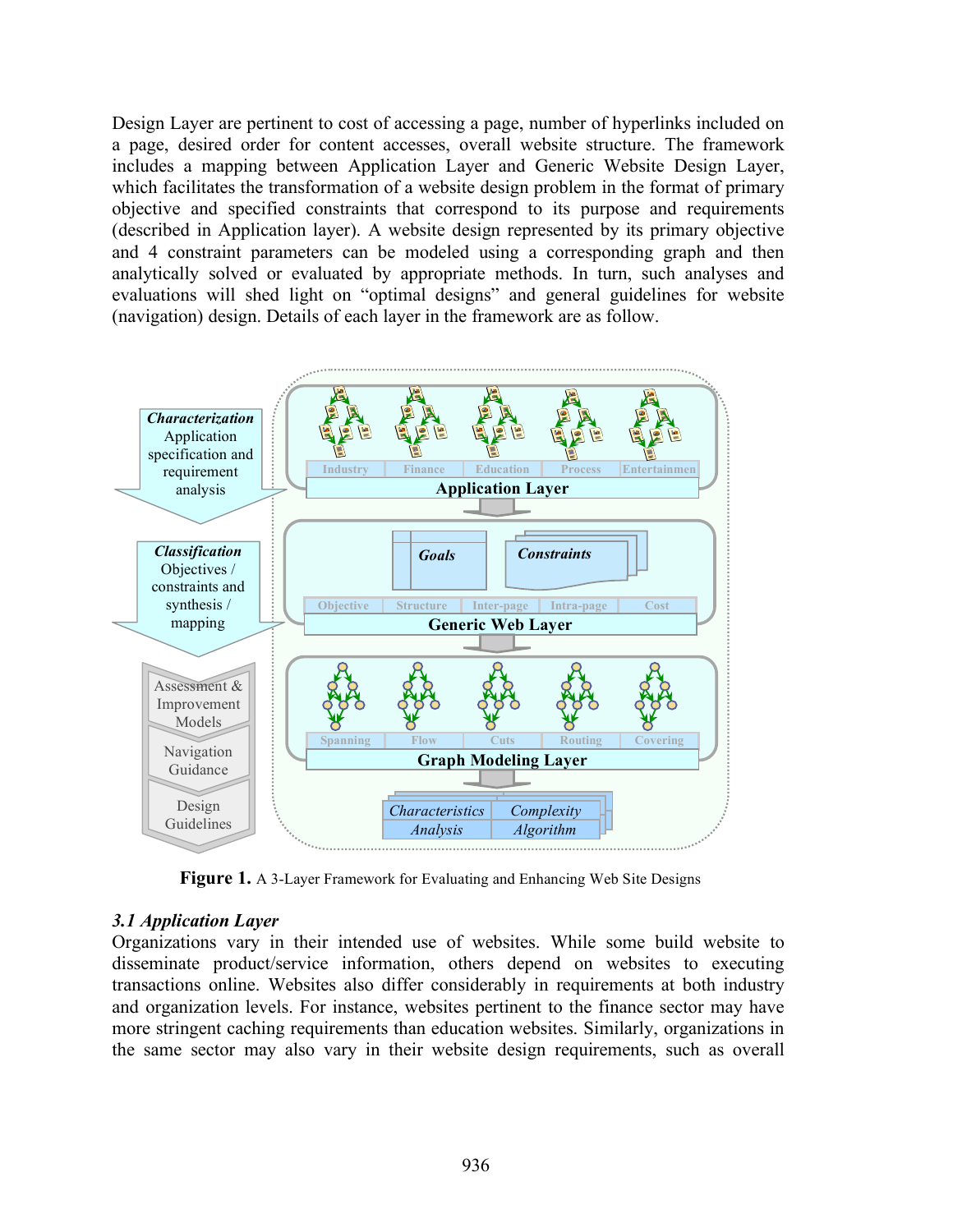Design Layer are pertinent to cost of accessing a page, number of hyperlinks included on a page, desired order for content accesses, overall website structure. The framework includes a mapping between Application Layer and Generic Website Design Layer, which facilitates the transformation of a website design problem in the format of primary objective and specified constraints that correspond to its purpose and requirements (described in Application layer). A website design represented by its primary objective and 4 constraint parameters can be modeled using a corresponding graph and then analytically solved or evaluated by appropriate methods. In turn, such analyses and evaluations will shed light on "optimal designs" and general guidelines for website (navigation) design. Details of each layer in the framework are as follow.

**Figure 1.** A 3-Layer Framework for Evaluating and Enhancing Web Site Designs

### *3.1 Application Layer*

Organizations vary in their intended use of websites. While some build website to disseminate product/service information, others depend on websites to executing transactions online. Websites also differ considerably in requirements at both industry and organization levels. For instance, websites pertinent to the finance sector may have more stringent caching requirements than education websites. Similarly, organizations in the same sector may also vary in their website design requirements, such as overall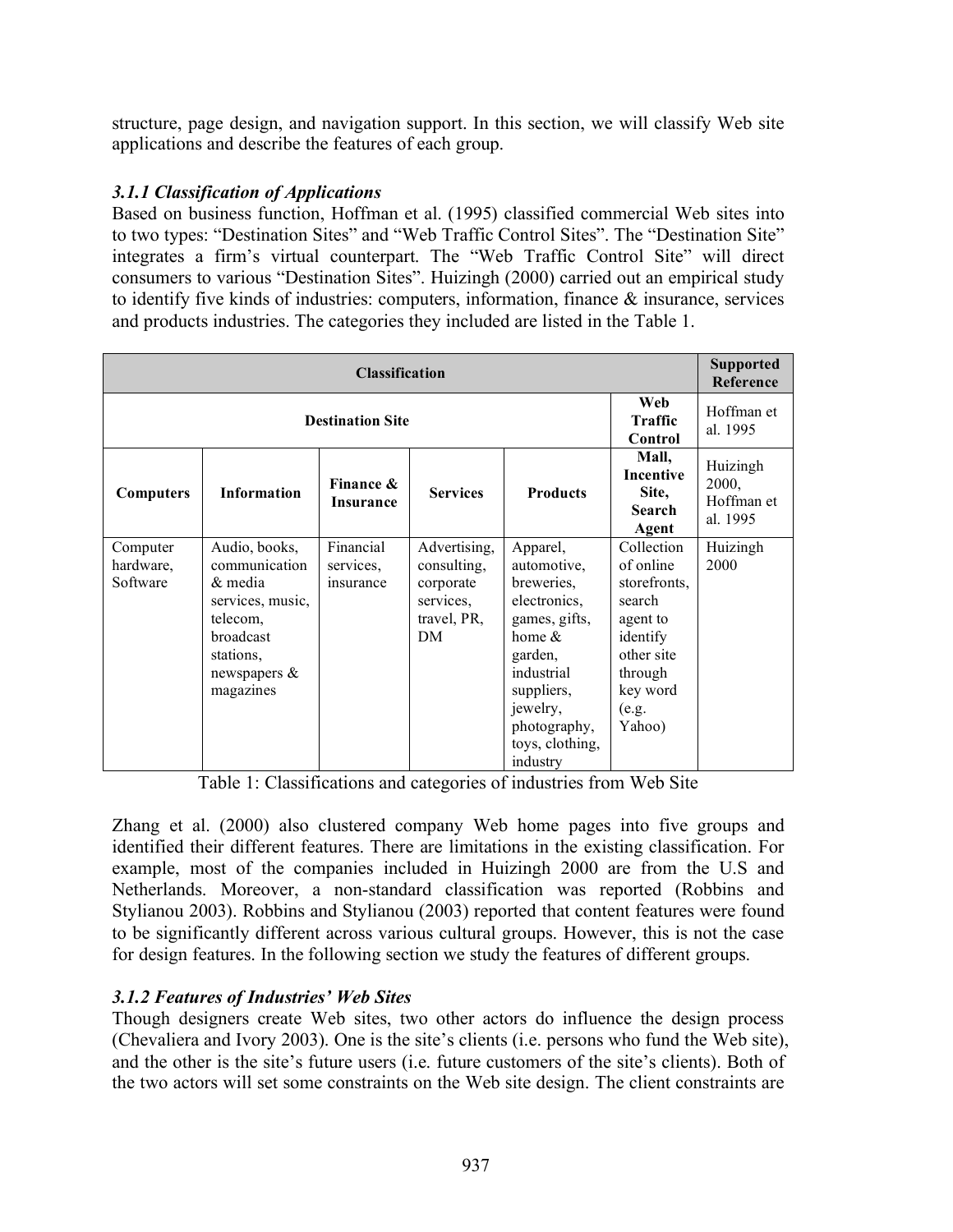structure, page design, and navigation support. In this section, we will classify Web site applications and describe the features of each group.

### *3.1.1 Classification of Applications*

Based on business function, Hoffman et al. (1995) classified commercial Web sites into to two types: "Destination Sites" and "Web Traffic Control Sites". The "Destination Site" integrates a firm's virtual counterpart. The "Web Traffic Control Site" will direct consumers to various "Destination Sites". Huizingh (2000) carried out an empirical study to identify five kinds of industries: computers, information, finance & insurance, services and products industries. The categories they included are listed in the Table 1.

| **Classification** | | | | | | **Supported Reference** |
|---|---|---|---|---|---|---|
| **Destination Site** | | | | | **Web Traffic Control** | Hoffman et al. 1995 |
| **Computers** | **Information** | **Finance & Insurance** | **Services** | **Products** | **Mall, Incentive Site, Search Agent** | Huizingh 2000, Hoffman et al. 1995 |
| Computer hardware, Software | Audio, books, communication & media services, music, telecom, broadcast stations, newspapers & magazines | Financial services, insurance | Advertising, consulting, corporate services, travel, PR, DM | Apparel, automotive, breweries, electronics, games, gifts, home & garden, industrial suppliers, jewelry, photography, toys, clothing, industry | Collection of online storefronts, search agent to identify other site through key word (e.g. Yahoo) | Huizingh 2000 |

Table 1: Classifications and categories of industries from Web Site

Zhang et al. (2000) also clustered company Web home pages into five groups and identified their different features. There are limitations in the existing classification. For example, most of the companies included in Huizingh 2000 are from the U.S and Netherlands. Moreover, a non-standard classification was reported (Robbins and Stylianou 2003). Robbins and Stylianou (2003) reported that content features were found to be significantly different across various cultural groups. However, this is not the case for design features. In the following section we study the features of different groups.

### *3.1.2 Features of Industries' Web Sites*

Though designers create Web sites, two other actors do influence the design process (Chevaliera and Ivory 2003). One is the site's clients (i.e. persons who fund the Web site), and the other is the site's future users (i.e. future customers of the site's clients). Both of the two actors will set some constraints on the Web site design. The client constraints are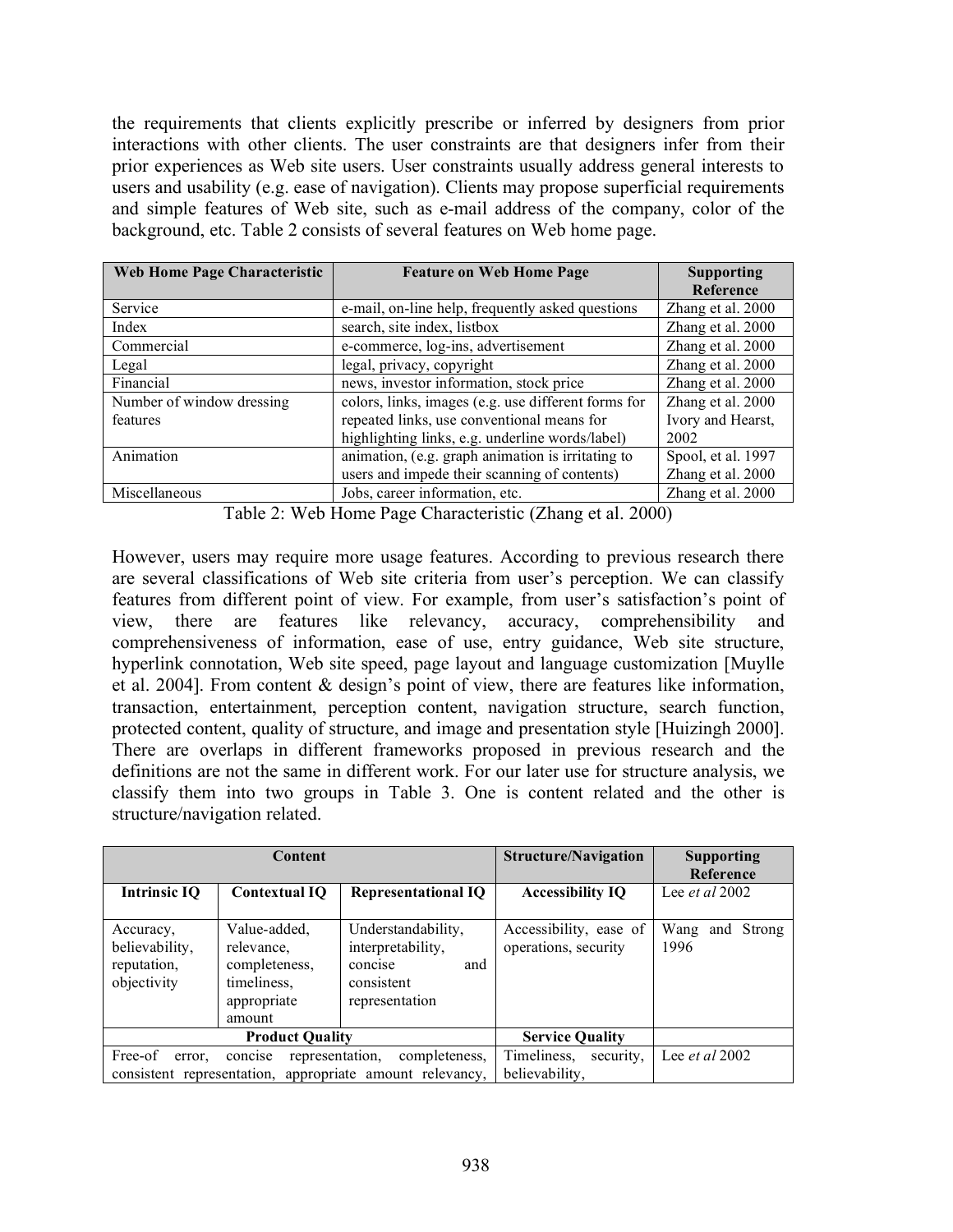the requirements that clients explicitly prescribe or inferred by designers from prior interactions with other clients. The user constraints are that designers infer from their prior experiences as Web site users. User constraints usually address general interests to users and usability (e.g. ease of navigation). Clients may propose superficial requirements and simple features of Web site, such as e-mail address of the company, color of the background, etc. Table 2 consists of several features on Web home page.

| Web Home Page Characteristic | Feature on Web Home Page | Supporting Reference |
|---|---|---|
| Service | e-mail, on-line help, frequently asked questions | Zhang et al. 2000 |
| Index | search, site index, listbox | Zhang et al. 2000 |
| Commercial | e-commerce, log-ins, advertisement | Zhang et al. 2000 |
| Legal | legal, privacy, copyright | Zhang et al. 2000 |
| Financial | news, investor information, stock price | Zhang et al. 2000 |
| Number of window dressing features | colors, links, images (e.g. use different forms for repeated links, use conventional means for highlighting links, e.g. underline words/label) | Zhang et al. 2000 Ivory and Hearst, 2002 |
| Animation | animation, (e.g. graph animation is irritating to users and impede their scanning of contents) | Spool, et al. 1997 Zhang et al. 2000 |
| Miscellaneous | Jobs, career information, etc. | Zhang et al. 2000 |

Table 2: Web Home Page Characteristic (Zhang et al. 2000)

However, users may require more usage features. According to previous research there are several classifications of Web site criteria from user's perception. We can classify features from different point of view. For example, from user's satisfaction's point of view, there are features like relevancy, accuracy, comprehensibility and comprehensiveness of information, ease of use, entry guidance, Web site structure, hyperlink connotation, Web site speed, page layout and language customization [Muylle et al. 2004]. From content & design's point of view, there are features like information, transaction, entertainment, perception content, navigation structure, search function, protected content, quality of structure, and image and presentation style [Huizingh 2000]. There are overlaps in different frameworks proposed in previous research and the definitions are not the same in different work. For our later use for structure analysis, we classify them into two groups in Table 3. One is content related and the other is structure/navigation related.

| Content | | | Structure/Navigation | Supporting Reference |
|---|---|---|---|---|
| **Intrinsic IQ** | **Contextual IQ** | **Representational IQ** | **Accessibility IQ** | Lee *et al* 2002 |
| Accuracy, believability, reputation, objectivity | Value-added, relevance, completeness, timeliness, appropriate amount | Understandability, interpretability, concise and consistent representation | Accessibility, ease of operations, security | Wang and Strong 1996 |
| **Product Quality** | | | **Service Quality** | |
| Free-of error, concise representation, completeness, consistent representation, appropriate amount relevancy, | | | Timeliness, security, believability, | Lee *et al* 2002 |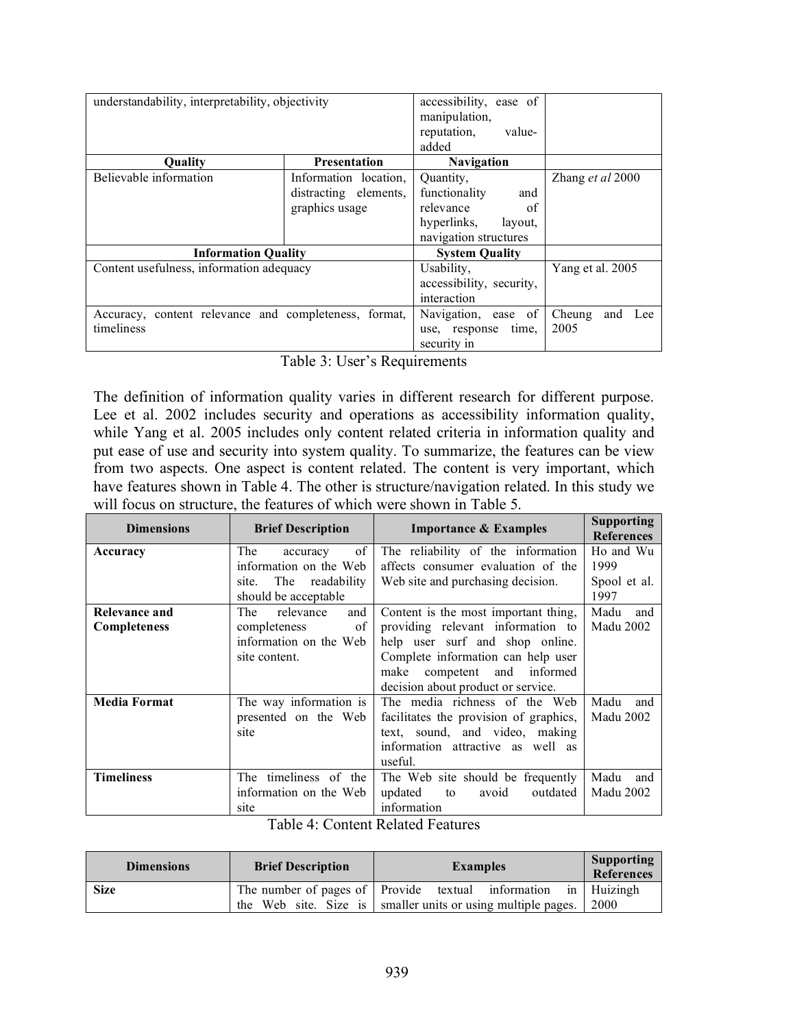| | | | |
|---|---|---|---|
| understandability, interpretability, objectivity | | accessibility, ease of manipulation, reputation, value-added | |
| **Quality** | **Presentation** | **Navigation** | |
| Believable information | Information location, distracting elements, graphics usage | Quantity, functionality and relevance of hyperlinks, layout, navigation structures | Zhang *et al* 2000 |
| **Information Quality** | | **System Quality** | |
| Content usefulness, information adequacy | | Usability, accessibility, security, interaction | Yang et al. 2005 |
| Accuracy, content relevance and completeness, format, timeliness | | Navigation, ease of use, response time, security in | Cheung and Lee 2005 |

Table 3: User's Requirements

The definition of information quality varies in different research for different purpose. Lee et al. 2002 includes security and operations as accessibility information quality, while Yang et al. 2005 includes only content related criteria in information quality and put ease of use and security into system quality. To summarize, the features can be view from two aspects. One aspect is content related. The content is very important, which have features shown in Table 4. The other is structure/navigation related. In this study we will focus on structure, the features of which were shown in Table 5.

| Dimensions | Brief Description | Importance & Examples | Supporting References |
|---|---|---|---|
| **Accuracy** | The accuracy of information on the Web site. The readability should be acceptable | The reliability of the information affects consumer evaluation of the Web site and purchasing decision. | Ho and Wu 1999 Spool et al. 1997 |
| **Relevance and Completeness** | The relevance and completeness of information on the Web site content. | Content is the most important thing, providing relevant information to help user surf and shop online. Complete information can help user make competent and informed decision about product or service. | Madu and Madu 2002 |
| **Media Format** | The way information is presented on the Web site | The media richness of the Web facilitates the provision of graphics, text, sound, and video, making information attractive as well as useful. | Madu and Madu 2002 |
| **Timeliness** | The timeliness of the information on the Web site | The Web site should be frequently updated to avoid outdated information | Madu and Madu 2002 |

Table 4: Content Related Features

| Dimensions | Brief Description | Examples | Supporting References |
|---|---|---|---|
| **Size** | The number of pages of the Web site. Size is | Provide textual information in smaller units or using multiple pages. | Huizingh 2000 |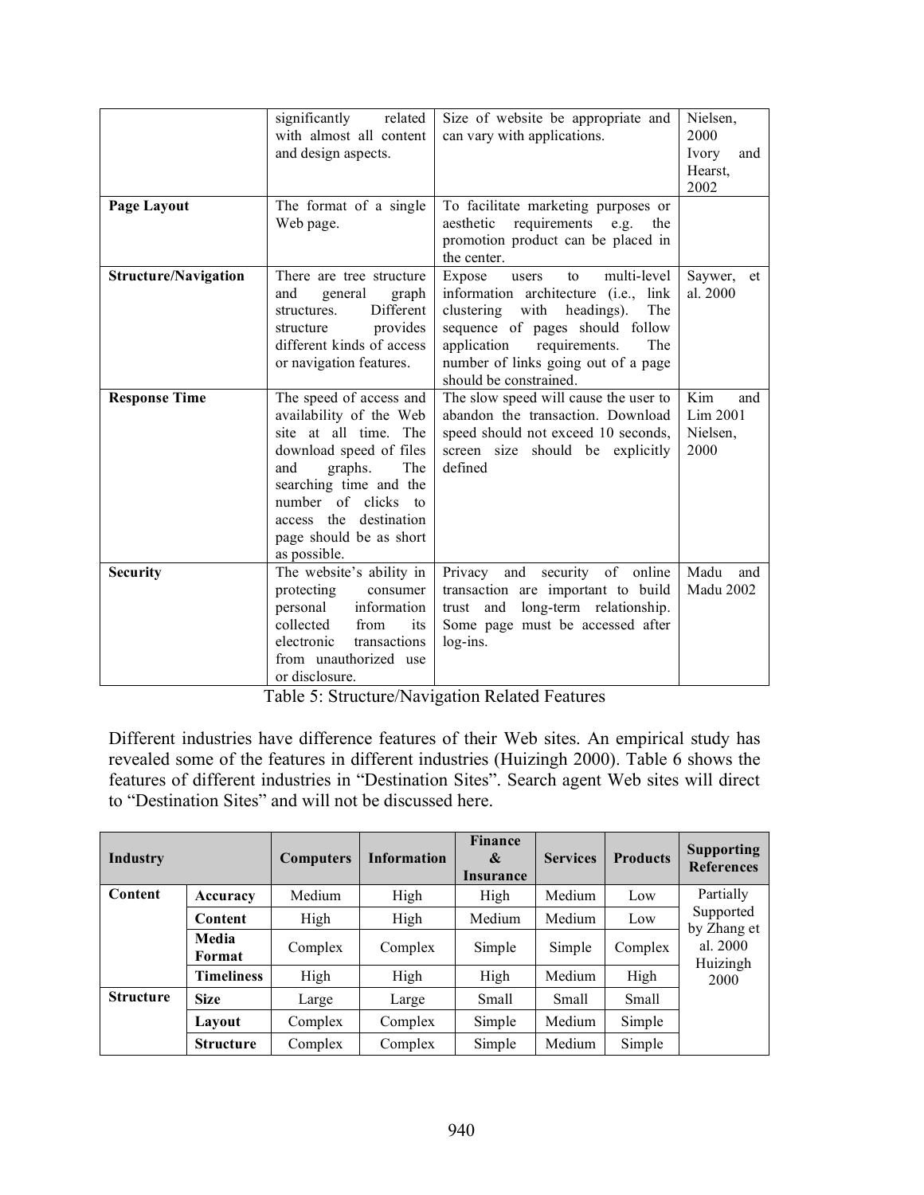| | | | |
|---|---|---|---|
| | significantly related with almost all content and design aspects. | Size of website be appropriate and can vary with applications. | Nielsen, 2000<br>Ivory and Hearst, 2002 |
| **Page Layout** | The format of a single Web page. | To facilitate marketing purposes or aesthetic requirements e.g. the promotion product can be placed in the center. | |
| **Structure/Navigation** | There are tree structure and general graph structures. Different structure provides different kinds of access or navigation features. | Expose users to multi-level information architecture (i.e., link clustering with headings). The sequence of pages should follow application requirements. The number of links going out of a page should be constrained. | Saywer, et al. 2000 |
| **Response Time** | The speed of access and availability of the Web site at all time. The download speed of files and graphs. The searching time and the number of clicks to access the destination page should be as short as possible. | The slow speed will cause the user to abandon the transaction. Download speed should not exceed 10 seconds, screen size should be explicitly defined | Kim and Lim 2001<br>Nielsen, 2000 |
| **Security** | The website's ability in protecting consumer personal information collected from its electronic transactions from unauthorized use or disclosure. | Privacy and security of online transaction are important to build trust and long-term relationship. Some page must be accessed after log-ins. | Madu and Madu 2002 |

Table 5: Structure/Navigation Related Features

Different industries have difference features of their Web sites. An empirical study has revealed some of the features in different industries (Huizingh 2000). Table 6 shows the features of different industries in "Destination Sites". Search agent Web sites will direct to "Destination Sites" and will not be discussed here.

| **Industry** | | **Computers** | **Information** | **Finance & Insurance** | **Services** | **Products** | **Supporting References** |
|---|---|---|---|---|---|---|---|
| **Content** | **Accuracy** | Medium | High | High | Medium | Low | Partially Supported by Zhang et al. 2000 Huizingh 2000 |
| | **Content** | High | High | Medium | Medium | Low | |
| | **Media Format** | Complex | Complex | Simple | Simple | Complex | |
| | **Timeliness** | High | High | High | Medium | High | |
| **Structure** | **Size** | Large | Large | Small | Small | Small | |
| | **Layout** | Complex | Complex | Simple | Medium | Simple | |
| | **Structure** | Complex | Complex | Simple | Medium | Simple | |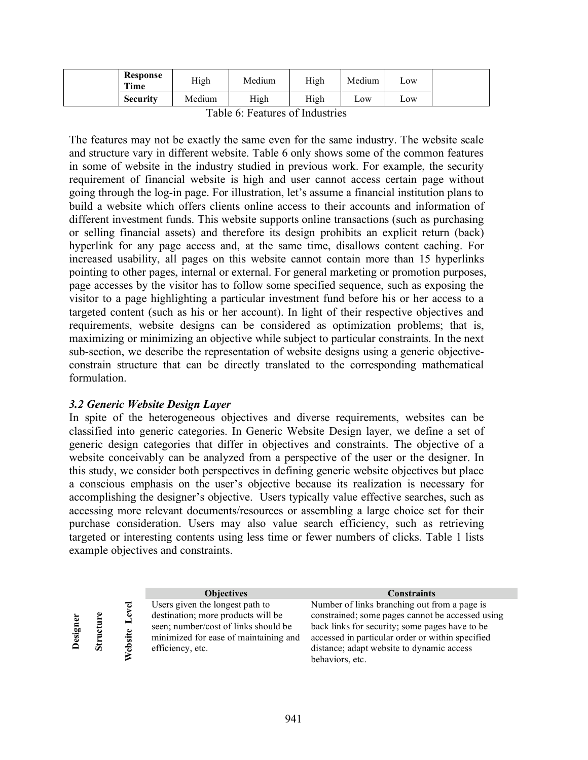| | Response Time | High | Medium | High | Medium | Low | |
|---|---|---|---|---|---|---|---|
| | Security | Medium | High | High | Low | Low | |

Table 6: Features of Industries

The features may not be exactly the same even for the same industry. The website scale and structure vary in different website. Table 6 only shows some of the common features in some of website in the industry studied in previous work. For example, the security requirement of financial website is high and user cannot access certain page without going through the log-in page. For illustration, let's assume a financial institution plans to build a website which offers clients online access to their accounts and information of different investment funds. This website supports online transactions (such as purchasing or selling financial assets) and therefore its design prohibits an explicit return (back) hyperlink for any page access and, at the same time, disallows content caching. For increased usability, all pages on this website cannot contain more than 15 hyperlinks pointing to other pages, internal or external. For general marketing or promotion purposes, page accesses by the visitor has to follow some specified sequence, such as exposing the visitor to a page highlighting a particular investment fund before his or her access to a targeted content (such as his or her account). In light of their respective objectives and requirements, website designs can be considered as optimization problems; that is, maximizing or minimizing an objective while subject to particular constraints. In the next sub-section, we describe the representation of website designs using a generic objective-constrain structure that can be directly translated to the corresponding mathematical formulation.

### *3.2 Generic Website Design Layer*

In spite of the heterogeneous objectives and diverse requirements, websites can be classified into generic categories. In Generic Website Design layer, we define a set of generic design categories that differ in objectives and constraints. The objective of a website conceivably can be analyzed from a perspective of the user or the designer. In this study, we consider both perspectives in defining generic website objectives but place a conscious emphasis on the user's objective because its realization is necessary for accomplishing the designer's objective. Users typically value effective searches, such as accessing more relevant documents/resources or assembling a large choice set for their purchase consideration. Users may also value search efficiency, such as retrieving targeted or interesting contents using less time or fewer numbers of clicks. Table 1 lists example objectives and constraints.

| | | | Objectives | Constraints |
|---|---|---|---|---|
| Designer | Structure | Website Level | Users given the longest path to destination; more products will be seen; number/cost of links should be minimized for ease of maintaining and efficiency, etc. | Number of links branching out from a page is constrained; some pages cannot be accessed using back links for security; some pages have to be accessed in particular order or within specified distance; adapt website to dynamic access behaviors, etc. |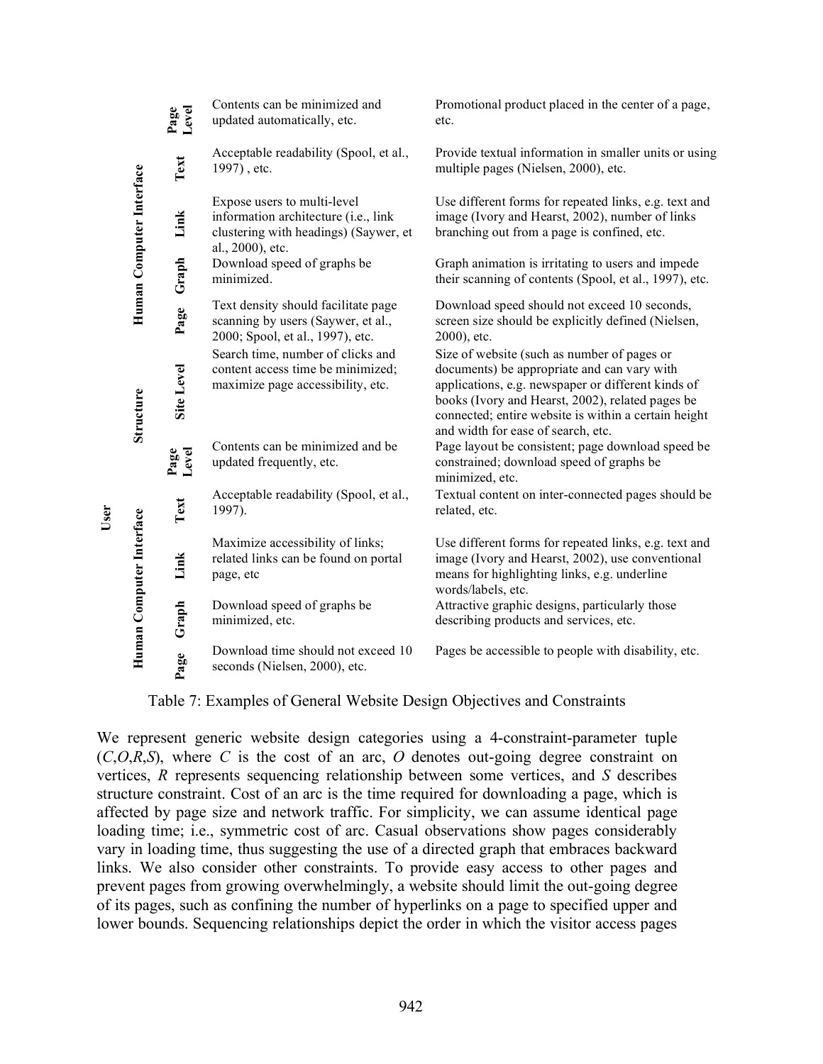| | | | Objectives | Constraints |
|---|---|---|---|---|
| | Human Computer Interface | Page Level | Contents can be minimized and updated automatically, etc. | Promotional product placed in the center of a page, etc. |
| | | Text | Acceptable readability (Spool, et al., 1997) , etc. | Provide textual information in smaller units or using multiple pages (Nielsen, 2000), etc. |
| | | Link | Expose users to multi-level information architecture (i.e., link clustering with headings) (Saywer, et al., 2000), etc. | Use different forms for repeated links, e.g. text and image (Ivory and Hearst, 2002), number of links branching out from a page is confined, etc. |
| | | Graph | Download speed of graphs be minimized. | Graph animation is irritating to users and impede their scanning of contents (Spool, et al., 1997), etc. |
| | | Page | Text density should facilitate page scanning by users (Saywer, et al., 2000; Spool, et al., 1997), etc. | Download speed should not exceed 10 seconds, screen size should be explicitly defined (Nielsen, 2000), etc. |
| | Structure | Site Level | Search time, number of clicks and content access time be minimized; maximize page accessibility, etc. | Size of website (such as number of pages or documents) be appropriate and can vary with applications, e.g. newspaper or different kinds of books (Ivory and Hearst, 2002), related pages be connected; entire website is within a certain height and width for ease of search, etc. |
| | | Page Level | Contents can be minimized and be updated frequently, etc. | Page layout be consistent; page download speed be constrained; download speed of graphs be minimized, etc. |
| User | Human Computer Interface | Text | Acceptable readability (Spool, et al., 1997). | Textual content on inter-connected pages should be related, etc. |
| | | Link | Maximize accessibility of links; related links can be found on portal page, etc | Use different forms for repeated links, e.g. text and image (Ivory and Hearst, 2002), use conventional means for highlighting links, e.g. underline words/labels, etc. |
| | | Graph | Download speed of graphs be minimized, etc. | Attractive graphic designs, particularly those describing products and services, etc. |
| | | Page | Download time should not exceed 10 seconds (Nielsen, 2000), etc. | Pages be accessible to people with disability, etc. |

Table 7: Examples of General Website Design Objectives and Constraints

We represent generic website design categories using a 4-constraint-parameter tuple $(C,O,R,S)$, where $C$ is the cost of an arc, $O$ denotes out-going degree constraint on vertices, $R$ represents sequencing relationship between some vertices, and $S$ describes structure constraint. Cost of an arc is the time required for downloading a page, which is affected by page size and network traffic. For simplicity, we can assume identical page loading time; i.e., symmetric cost of arc. Casual observations show pages considerably vary in loading time, thus suggesting the use of a directed graph that embraces backward links. We also consider other constraints. To provide easy access to other pages and prevent pages from growing overwhelmingly, a website should limit the out-going degree of its pages, such as confining the number of hyperlinks on a page to specified upper and lower bounds. Sequencing relationships depict the order in which the visitor access pages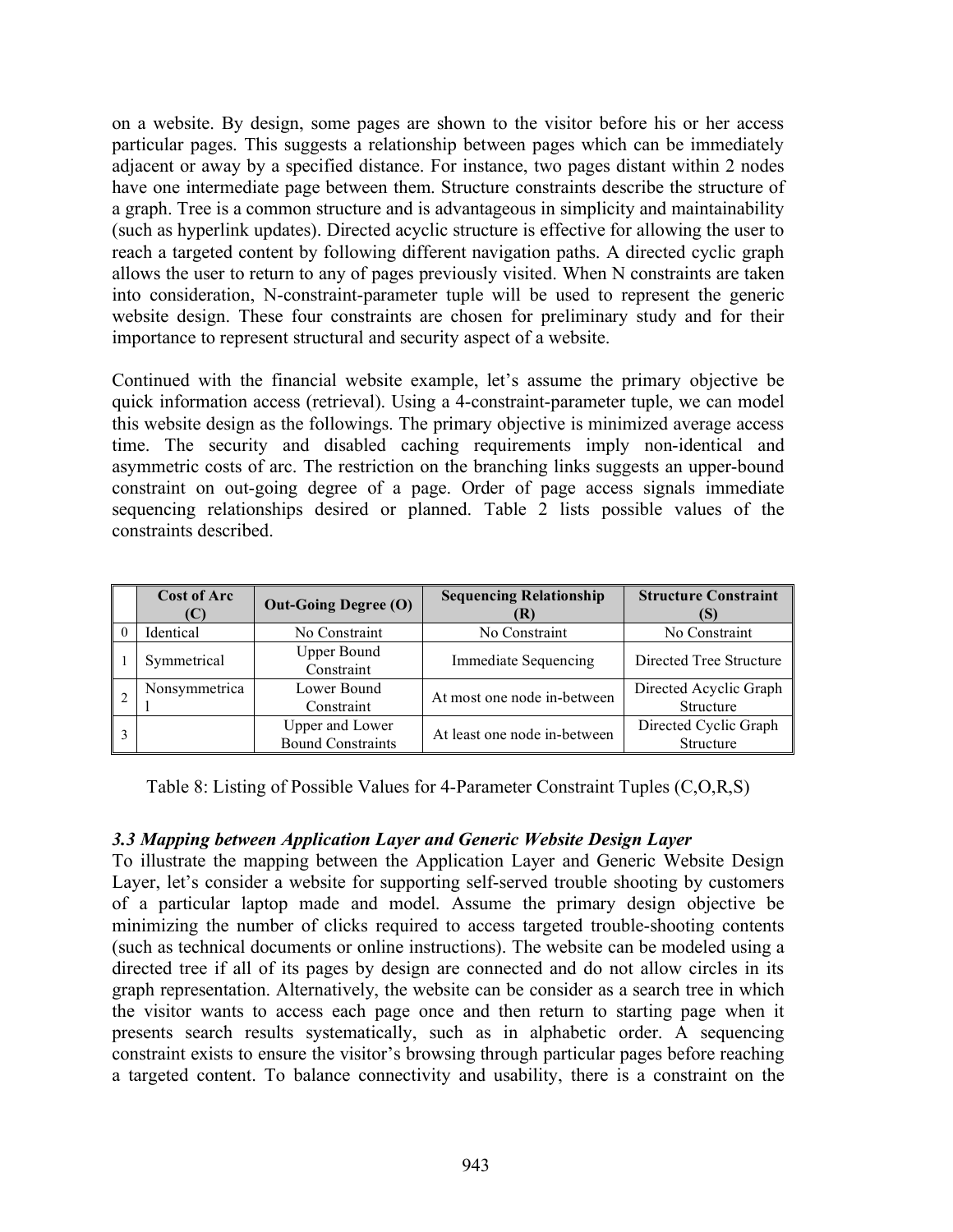on a website. By design, some pages are shown to the visitor before his or her access particular pages. This suggests a relationship between pages which can be immediately adjacent or away by a specified distance. For instance, two pages distant within 2 nodes have one intermediate page between them. Structure constraints describe the structure of a graph. Tree is a common structure and is advantageous in simplicity and maintainability (such as hyperlink updates). Directed acyclic structure is effective for allowing the user to reach a targeted content by following different navigation paths. A directed cyclic graph allows the user to return to any of pages previously visited. When N constraints are taken into consideration, N-constraint-parameter tuple will be used to represent the generic website design. These four constraints are chosen for preliminary study and for their importance to represent structural and security aspect of a website.

Continued with the financial website example, let's assume the primary objective be quick information access (retrieval). Using a 4-constraint-parameter tuple, we can model this website design as the followings. The primary objective is minimized average access time. The security and disabled caching requirements imply non-identical and asymmetric costs of arc. The restriction on the branching links suggests an upper-bound constraint on out-going degree of a page. Order of page access signals immediate sequencing relationships desired or planned. Table 2 lists possible values of the constraints described.

| | Cost of Arc (C) | Out-Going Degree (O) | Sequencing Relationship (R) | Structure Constraint (S) |
|---|---|---|---|---|
| 0 | Identical | No Constraint | No Constraint | No Constraint |
| 1 | Symmetrical | Upper Bound Constraint | Immediate Sequencing | Directed Tree Structure |
| 2 | Nonsymmetrical | Lower Bound Constraint | At most one node in-between | Directed Acyclic Graph Structure |
| 3 | | Upper and Lower Bound Constraints | At least one node in-between | Directed Cyclic Graph Structure |

Table 8: Listing of Possible Values for 4-Parameter Constraint Tuples (C,O,R,S)

### *3.3 Mapping between Application Layer and Generic Website Design Layer*

To illustrate the mapping between the Application Layer and Generic Website Design Layer, let's consider a website for supporting self-served trouble shooting by customers of a particular laptop made and model. Assume the primary design objective be minimizing the number of clicks required to access targeted trouble-shooting contents (such as technical documents or online instructions). The website can be modeled using a directed tree if all of its pages by design are connected and do not allow circles in its graph representation. Alternatively, the website can be consider as a search tree in which the visitor wants to access each page once and then return to starting page when it presents search results systematically, such as in alphabetic order. A sequencing constraint exists to ensure the visitor's browsing through particular pages before reaching a targeted content. To balance connectivity and usability, there is a constraint on the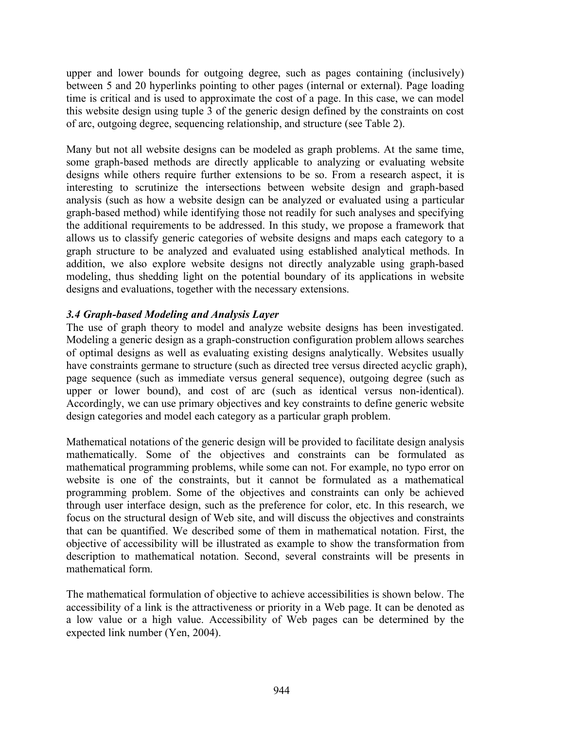upper and lower bounds for outgoing degree, such as pages containing (inclusively) between 5 and 20 hyperlinks pointing to other pages (internal or external). Page loading time is critical and is used to approximate the cost of a page. In this case, we can model this website design using tuple 3 of the generic design defined by the constraints on cost of arc, outgoing degree, sequencing relationship, and structure (see Table 2).

Many but not all website designs can be modeled as graph problems. At the same time, some graph-based methods are directly applicable to analyzing or evaluating website designs while others require further extensions to be so. From a research aspect, it is interesting to scrutinize the intersections between website design and graph-based analysis (such as how a website design can be analyzed or evaluated using a particular graph-based method) while identifying those not readily for such analyses and specifying the additional requirements to be addressed. In this study, we propose a framework that allows us to classify generic categories of website designs and maps each category to a graph structure to be analyzed and evaluated using established analytical methods. In addition, we also explore website designs not directly analyzable using graph-based modeling, thus shedding light on the potential boundary of its applications in website designs and evaluations, together with the necessary extensions.

### *3.4 Graph-based Modeling and Analysis Layer*

The use of graph theory to model and analyze website designs has been investigated. Modeling a generic design as a graph-construction configuration problem allows searches of optimal designs as well as evaluating existing designs analytically. Websites usually have constraints germane to structure (such as directed tree versus directed acyclic graph), page sequence (such as immediate versus general sequence), outgoing degree (such as upper or lower bound), and cost of arc (such as identical versus non-identical). Accordingly, we can use primary objectives and key constraints to define generic website design categories and model each category as a particular graph problem.

Mathematical notations of the generic design will be provided to facilitate design analysis mathematically. Some of the objectives and constraints can be formulated as mathematical programming problems, while some can not. For example, no typo error on website is one of the constraints, but it cannot be formulated as a mathematical programming problem. Some of the objectives and constraints can only be achieved through user interface design, such as the preference for color, etc. In this research, we focus on the structural design of Web site, and will discuss the objectives and constraints that can be quantified. We described some of them in mathematical notation. First, the objective of accessibility will be illustrated as example to show the transformation from description to mathematical notation. Second, several constraints will be presents in mathematical form.

The mathematical formulation of objective to achieve accessibilities is shown below. The accessibility of a link is the attractiveness or priority in a Web page. It can be denoted as a low value or a high value. Accessibility of Web pages can be determined by the expected link number (Yen, 2004).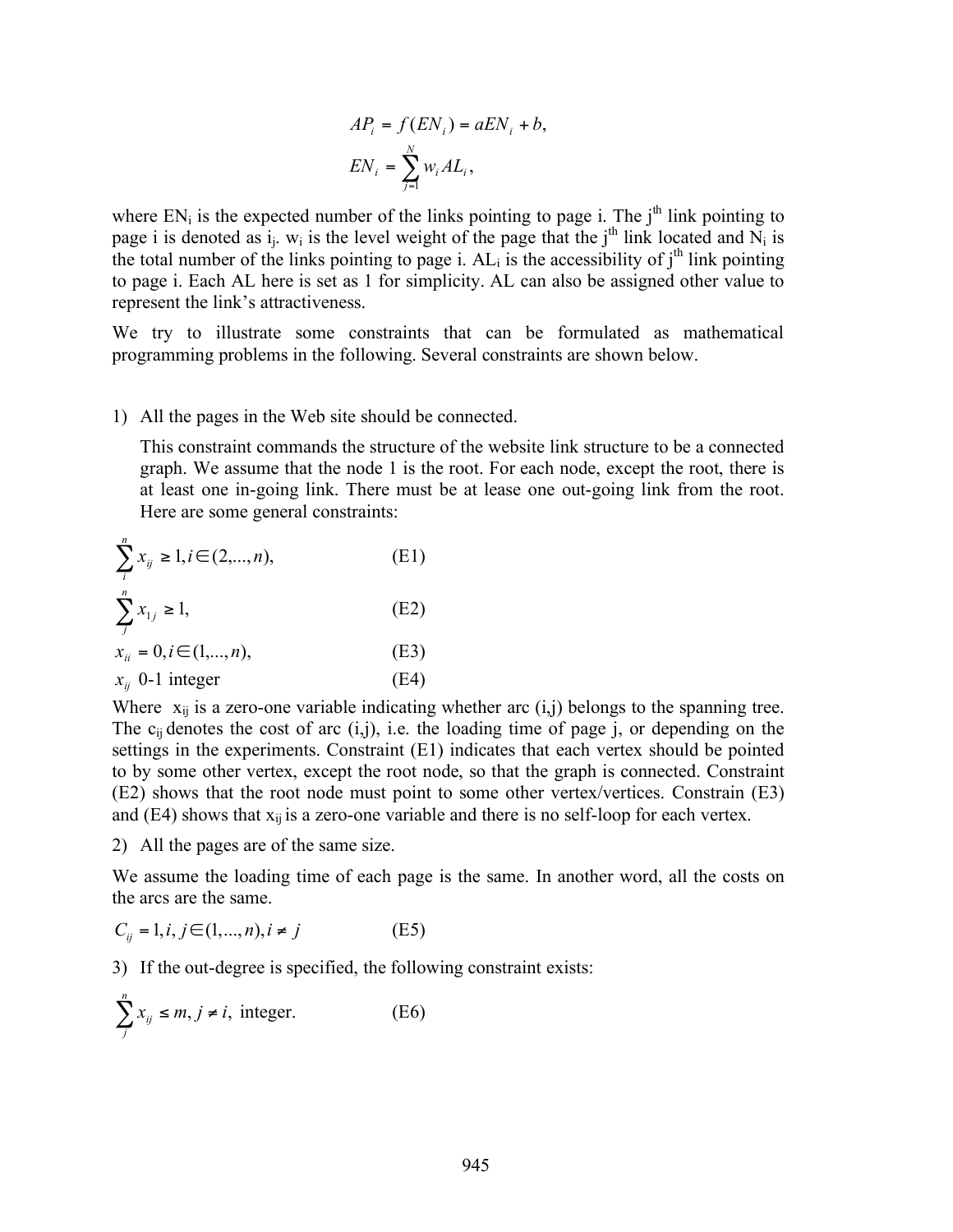$$AP_i = f(EN_i) = aEN_i + b,$$

$$EN_i = \sum_{j=1}^{N} w_i AL_i,$$

where $EN_i$ is the expected number of the links pointing to page i. The $j^{th}$ link pointing to page i is denoted as $i_j$. $w_i$ is the level weight of the page that the $j^{th}$ link located and $N_i$ is the total number of the links pointing to page i. $AL_i$ is the accessibility of $j^{th}$ link pointing to page i. Each AL here is set as 1 for simplicity. AL can also be assigned other value to represent the link's attractiveness.

We try to illustrate some constraints that can be formulated as mathematical programming problems in the following. Several constraints are shown below.

1) All the pages in the Web site should be connected.

   This constraint commands the structure of the website link structure to be a connected graph. We assume that the node 1 is the root. For each node, except the root, there is at least one in-going link. There must be at lease one out-going link from the root. Here are some general constraints:

$$\sum_{i}^{n} x_{ij} \geq 1, i \in (2,...,n), \qquad \text{(E1)}$$

$$\sum_{j}^{n} x_{1j} \geq 1, \qquad \text{(E2)}$$

$$x_{ii} = 0, i \in (1,...,n), \qquad \text{(E3)}$$

$$x_{ij} \text{ 0-1 integer} \qquad \text{(E4)}$$

Where $x_{ij}$ is a zero-one variable indicating whether arc (i,j) belongs to the spanning tree. The $c_{ij}$ denotes the cost of arc (i,j), i.e. the loading time of page j, or depending on the settings in the experiments. Constraint (E1) indicates that each vertex should be pointed to by some other vertex, except the root node, so that the graph is connected. Constraint (E2) shows that the root node must point to some other vertex/vertices. Constrain (E3) and (E4) shows that $x_{ij}$ is a zero-one variable and there is no self-loop for each vertex.

2) All the pages are of the same size.

We assume the loading time of each page is the same. In another word, all the costs on the arcs are the same.

$$C_{ij} = 1, i, j \in (1,...,n), i \neq j \qquad \text{(E5)}$$

3) If the out-degree is specified, the following constraint exists:

$$\sum_{j}^{n} x_{ij} \leq m, j \neq i, \text{ integer.} \qquad \text{(E6)}$$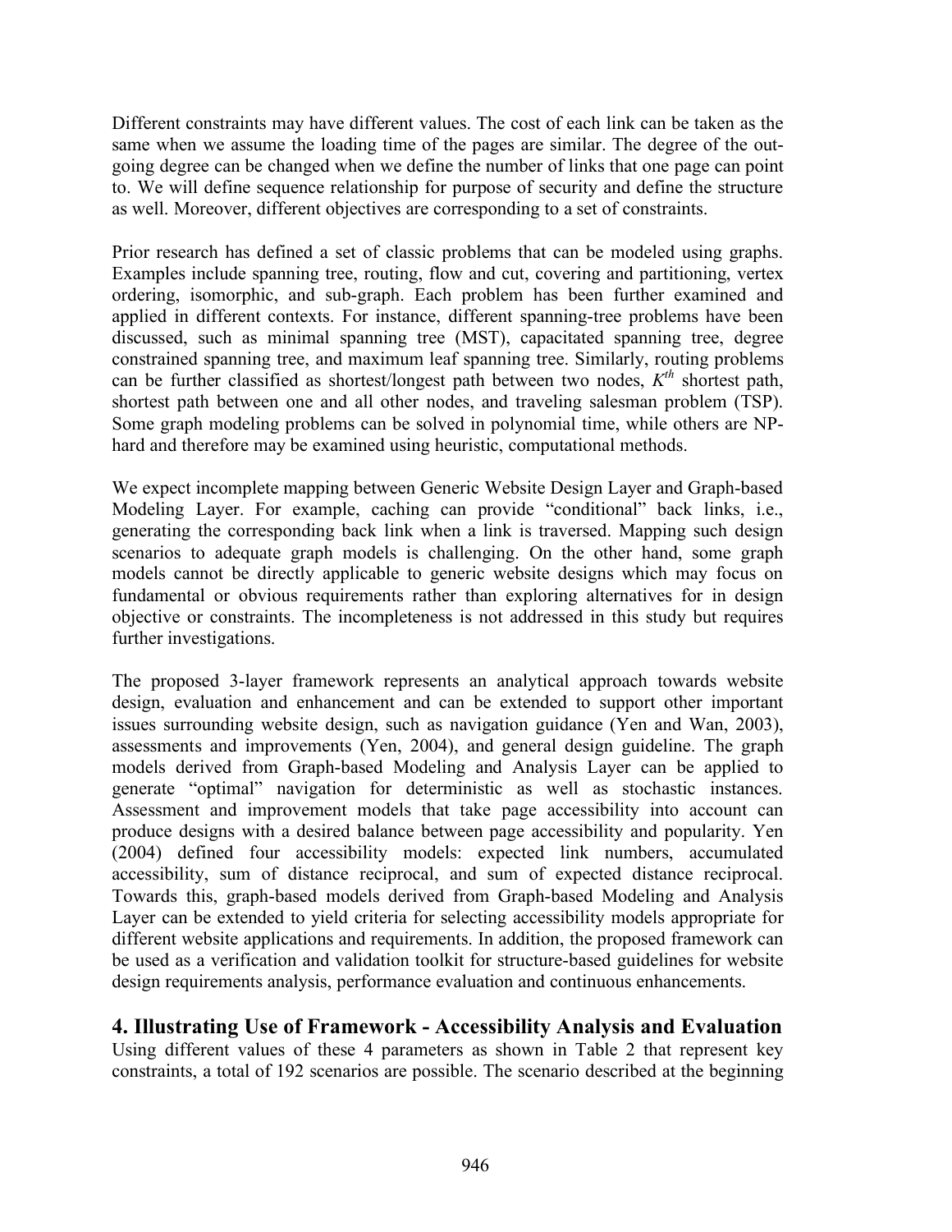Different constraints may have different values. The cost of each link can be taken as the same when we assume the loading time of the pages are similar. The degree of the out-going degree can be changed when we define the number of links that one page can point to. We will define sequence relationship for purpose of security and define the structure as well. Moreover, different objectives are corresponding to a set of constraints.

Prior research has defined a set of classic problems that can be modeled using graphs. Examples include spanning tree, routing, flow and cut, covering and partitioning, vertex ordering, isomorphic, and sub-graph. Each problem has been further examined and applied in different contexts. For instance, different spanning-tree problems have been discussed, such as minimal spanning tree (MST), capacitated spanning tree, degree constrained spanning tree, and maximum leaf spanning tree. Similarly, routing problems can be further classified as shortest/longest path between two nodes, $K^{th}$ shortest path, shortest path between one and all other nodes, and traveling salesman problem (TSP). Some graph modeling problems can be solved in polynomial time, while others are NP-hard and therefore may be examined using heuristic, computational methods.

We expect incomplete mapping between Generic Website Design Layer and Graph-based Modeling Layer. For example, caching can provide "conditional" back links, i.e., generating the corresponding back link when a link is traversed. Mapping such design scenarios to adequate graph models is challenging. On the other hand, some graph models cannot be directly applicable to generic website designs which may focus on fundamental or obvious requirements rather than exploring alternatives for in design objective or constraints. The incompleteness is not addressed in this study but requires further investigations.

The proposed 3-layer framework represents an analytical approach towards website design, evaluation and enhancement and can be extended to support other important issues surrounding website design, such as navigation guidance (Yen and Wan, 2003), assessments and improvements (Yen, 2004), and general design guideline. The graph models derived from Graph-based Modeling and Analysis Layer can be applied to generate "optimal" navigation for deterministic as well as stochastic instances. Assessment and improvement models that take page accessibility into account can produce designs with a desired balance between page accessibility and popularity. Yen (2004) defined four accessibility models: expected link numbers, accumulated accessibility, sum of distance reciprocal, and sum of expected distance reciprocal. Towards this, graph-based models derived from Graph-based Modeling and Analysis Layer can be extended to yield criteria for selecting accessibility models appropriate for different website applications and requirements. In addition, the proposed framework can be used as a verification and validation toolkit for structure-based guidelines for website design requirements analysis, performance evaluation and continuous enhancements.

## 4. Illustrating Use of Framework - Accessibility Analysis and Evaluation

Using different values of these 4 parameters as shown in Table 2 that represent key constraints, a total of 192 scenarios are possible. The scenario described at the beginning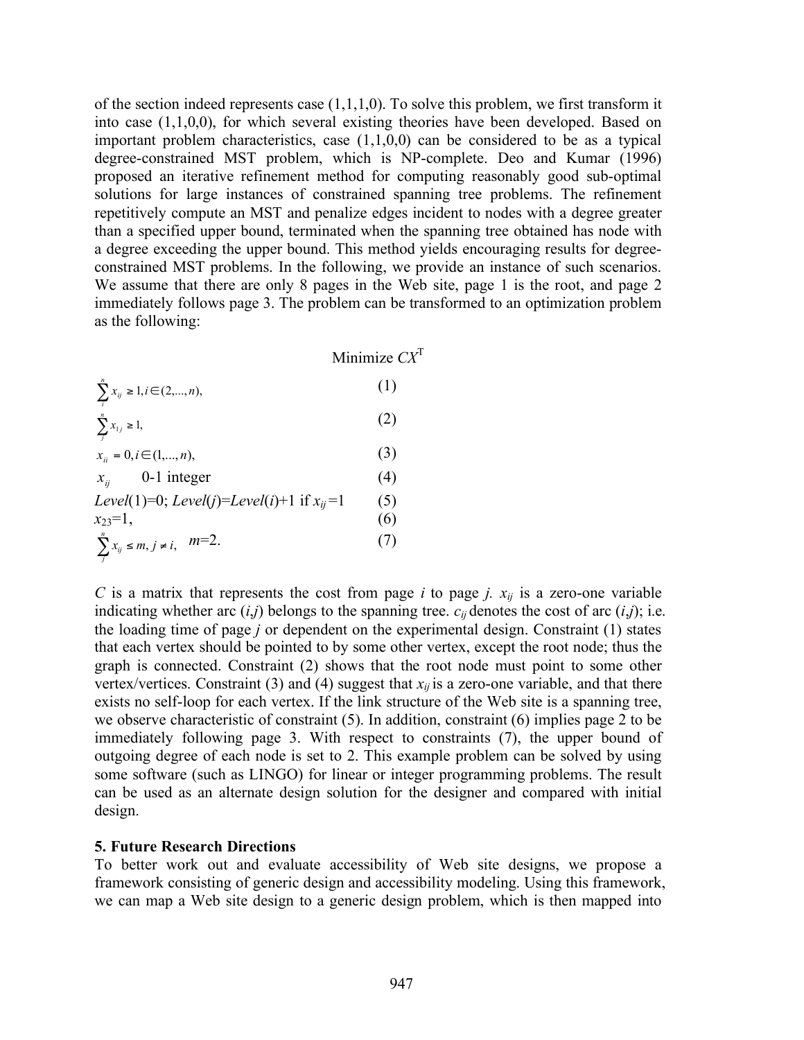of the section indeed represents case (1,1,1,0). To solve this problem, we first transform it into case (1,1,0,0), for which several existing theories have been developed. Based on important problem characteristics, case (1,1,0,0) can be considered to be as a typical degree-constrained MST problem, which is NP-complete. Deo and Kumar (1996) proposed an iterative refinement method for computing reasonably good sub-optimal solutions for large instances of constrained spanning tree problems. The refinement repetitively compute an MST and penalize edges incident to nodes with a degree greater than a specified upper bound, terminated when the spanning tree obtained has node with a degree exceeding the upper bound. This method yields encouraging results for degree-constrained MST problems. In the following, we provide an instance of such scenarios. We assume that there are only 8 pages in the Web site, page 1 is the root, and page 2 immediately follows page 3. The problem can be transformed to an optimization problem as the following:

$$\text{Minimize } CX^{\mathrm{T}}$$

$$\sum_{i}^{n} x_{ij} \geq 1, i \in (2,...,n), \quad (1)$$

$$\sum_{j}^{n} x_{1j} \geq 1, \quad (2)$$

$$x_{ii} = 0, i \in (1,...,n), \quad (3)$$

$$x_{ij} \quad \text{0-1 integer} \quad (4)$$

$$Level(1)=0;\ Level(j)=Level(i)+1 \text{ if } x_{ij}=1 \quad (5)$$

$$x_{23}=1, \quad (6)$$

$$\sum_{j}^{n} x_{ij} \leq m, j \neq i, \quad m=2. \quad (7)$$

$C$ is a matrix that represents the cost from page $i$ to page $j$. $x_{ij}$ is a zero-one variable indicating whether arc $(i,j)$ belongs to the spanning tree. $c_{ij}$ denotes the cost of arc $(i,j)$; i.e. the loading time of page $j$ or dependent on the experimental design. Constraint (1) states that each vertex should be pointed to by some other vertex, except the root node; thus the graph is connected. Constraint (2) shows that the root node must point to some other vertex/vertices. Constraint (3) and (4) suggest that $x_{ij}$ is a zero-one variable, and that there exists no self-loop for each vertex. If the link structure of the Web site is a spanning tree, we observe characteristic of constraint (5). In addition, constraint (6) implies page 2 to be immediately following page 3. With respect to constraints (7), the upper bound of outgoing degree of each node is set to 2. This example problem can be solved by using some software (such as LINGO) for linear or integer programming problems. The result can be used as an alternate design solution for the designer and compared with initial design.

## 5. Future Research Directions

To better work out and evaluate accessibility of Web site designs, we propose a framework consisting of generic design and accessibility modeling. Using this framework, we can map a Web site design to a generic design problem, which is then mapped into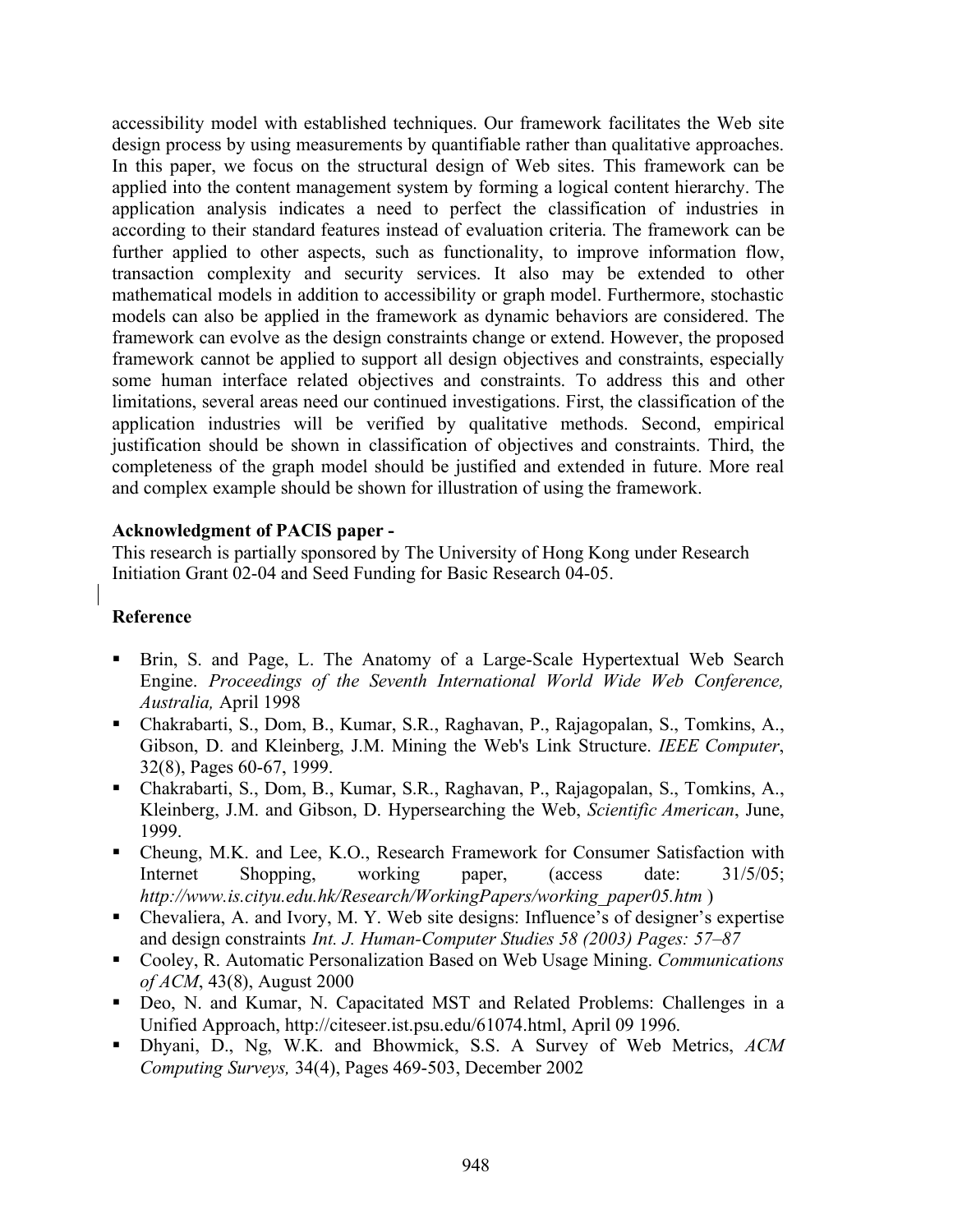accessibility model with established techniques. Our framework facilitates the Web site design process by using measurements by quantifiable rather than qualitative approaches. In this paper, we focus on the structural design of Web sites. This framework can be applied into the content management system by forming a logical content hierarchy. The application analysis indicates a need to perfect the classification of industries in according to their standard features instead of evaluation criteria. The framework can be further applied to other aspects, such as functionality, to improve information flow, transaction complexity and security services. It also may be extended to other mathematical models in addition to accessibility or graph model. Furthermore, stochastic models can also be applied in the framework as dynamic behaviors are considered. The framework can evolve as the design constraints change or extend. However, the proposed framework cannot be applied to support all design objectives and constraints, especially some human interface related objectives and constraints. To address this and other limitations, several areas need our continued investigations. First, the classification of the application industries will be verified by qualitative methods. Second, empirical justification should be shown in classification of objectives and constraints. Third, the completeness of the graph model should be justified and extended in future. More real and complex example should be shown for illustration of using the framework.

**Acknowledgment of PACIS paper -**

This research is partially sponsored by The University of Hong Kong under Research Initiation Grant 02-04 and Seed Funding for Basic Research 04-05.

**Reference**

- Brin, S. and Page, L. The Anatomy of a Large-Scale Hypertextual Web Search Engine. *Proceedings of the Seventh International World Wide Web Conference, Australia,* April 1998
- Chakrabarti, S., Dom, B., Kumar, S.R., Raghavan, P., Rajagopalan, S., Tomkins, A., Gibson, D. and Kleinberg, J.M. Mining the Web's Link Structure. *IEEE Computer*, 32(8), Pages 60-67, 1999.
- Chakrabarti, S., Dom, B., Kumar, S.R., Raghavan, P., Rajagopalan, S., Tomkins, A., Kleinberg, J.M. and Gibson, D. Hypersearching the Web, *Scientific American*, June, 1999.
- Cheung, M.K. and Lee, K.O., Research Framework for Consumer Satisfaction with Internet Shopping, working paper, (access date: 31/5/05; *http://www.is.cityu.edu.hk/Research/WorkingPapers/working_paper05.htm* )
- Chevaliera, A. and Ivory, M. Y. Web site designs: Influence's of designer's expertise and design constraints *Int. J. Human-Computer Studies 58 (2003) Pages: 57–87*
- Cooley, R. Automatic Personalization Based on Web Usage Mining. *Communications of ACM*, 43(8), August 2000
- Deo, N. and Kumar, N. Capacitated MST and Related Problems: Challenges in a Unified Approach, http://citeseer.ist.psu.edu/61074.html, April 09 1996.
- Dhyani, D., Ng, W.K. and Bhowmick, S.S. A Survey of Web Metrics, *ACM Computing Surveys,* 34(4), Pages 469-503, December 2002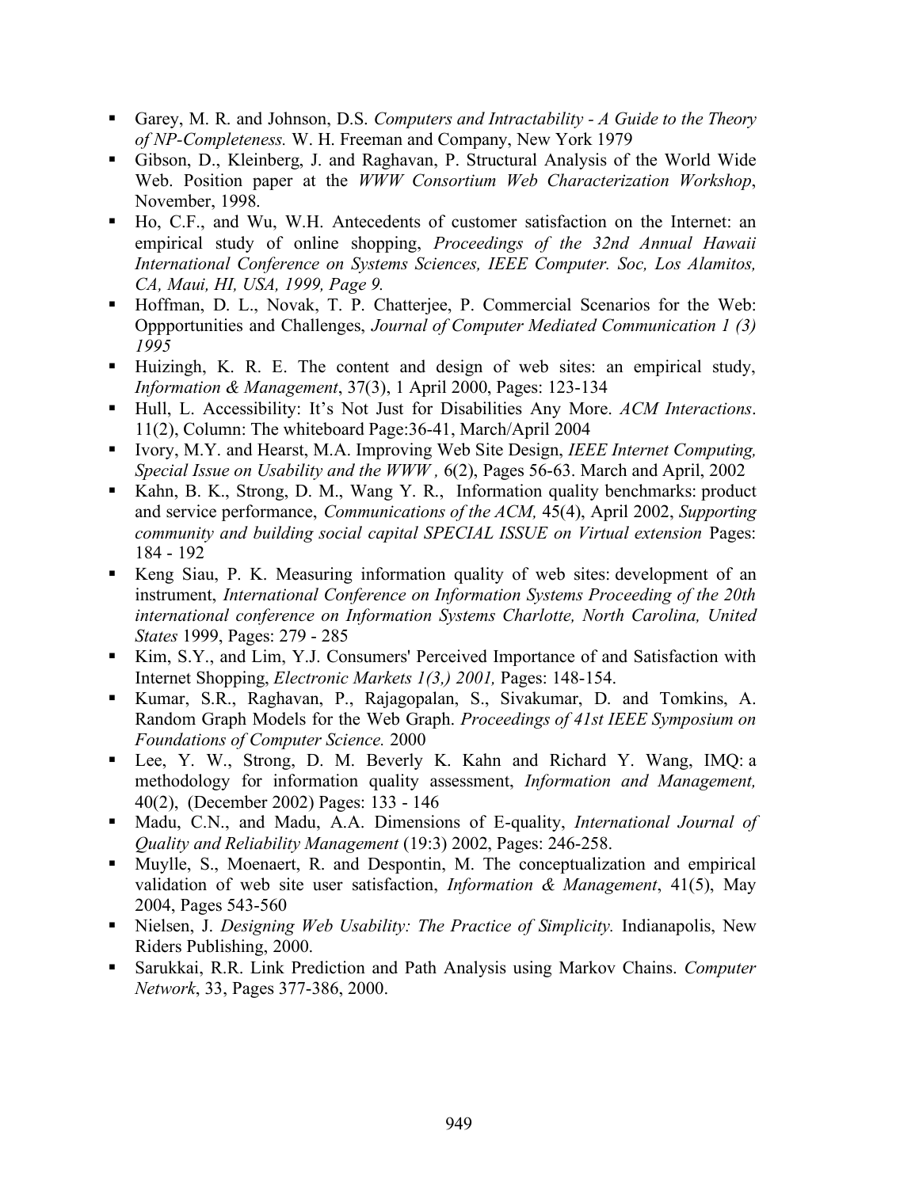- Garey, M. R. and Johnson, D.S. *Computers and Intractability - A Guide to the Theory of NP-Completeness.* W. H. Freeman and Company, New York 1979
- Gibson, D., Kleinberg, J. and Raghavan, P. Structural Analysis of the World Wide Web. Position paper at the *WWW Consortium Web Characterization Workshop*, November, 1998.
- Ho, C.F., and Wu, W.H. Antecedents of customer satisfaction on the Internet: an empirical study of online shopping, *Proceedings of the 32nd Annual Hawaii International Conference on Systems Sciences, IEEE Computer. Soc, Los Alamitos, CA, Maui, HI, USA, 1999, Page 9.*
- Hoffman, D. L., Novak, T. P. Chatterjee, P. Commercial Scenarios for the Web: Oppportunities and Challenges, *Journal of Computer Mediated Communication 1 (3) 1995*
- Huizingh, K. R. E. The content and design of web sites: an empirical study, *Information & Management*, 37(3), 1 April 2000, Pages: 123-134
- Hull, L. Accessibility: It's Not Just for Disabilities Any More. *ACM Interactions*. 11(2), Column: The whiteboard Page:36-41, March/April 2004
- Ivory, M.Y. and Hearst, M.A. Improving Web Site Design, *IEEE Internet Computing, Special Issue on Usability and the WWW ,* 6(2), Pages 56-63. March and April, 2002
- Kahn, B. K., Strong, D. M., Wang Y. R., Information quality benchmarks: product and service performance, *Communications of the ACM,* 45(4), April 2002, *Supporting community and building social capital SPECIAL ISSUE on Virtual extension* Pages: 184 - 192
- Keng Siau, P. K. Measuring information quality of web sites: development of an instrument, *International Conference on Information Systems Proceeding of the 20th international conference on Information Systems Charlotte, North Carolina, United States* 1999, Pages: 279 - 285
- Kim, S.Y., and Lim, Y.J. Consumers' Perceived Importance of and Satisfaction with Internet Shopping, *Electronic Markets 1(3,) 2001,* Pages: 148-154.
- Kumar, S.R., Raghavan, P., Rajagopalan, S., Sivakumar, D. and Tomkins, A. Random Graph Models for the Web Graph. *Proceedings of 41st IEEE Symposium on Foundations of Computer Science.* 2000
- Lee, Y. W., Strong, D. M. Beverly K. Kahn and Richard Y. Wang, IMQ: a methodology for information quality assessment, *Information and Management,* 40(2), (December 2002) Pages: 133 - 146
- Madu, C.N., and Madu, A.A. Dimensions of E-quality, *International Journal of Quality and Reliability Management* (19:3) 2002, Pages: 246-258.
- Muylle, S., Moenaert, R. and Despontin, M. The conceptualization and empirical validation of web site user satisfaction, *Information & Management*, 41(5), May 2004, Pages 543-560
- Nielsen, J. *Designing Web Usability: The Practice of Simplicity.* Indianapolis, New Riders Publishing, 2000.
- Sarukkai, R.R. Link Prediction and Path Analysis using Markov Chains. *Computer Network*, 33, Pages 377-386, 2000.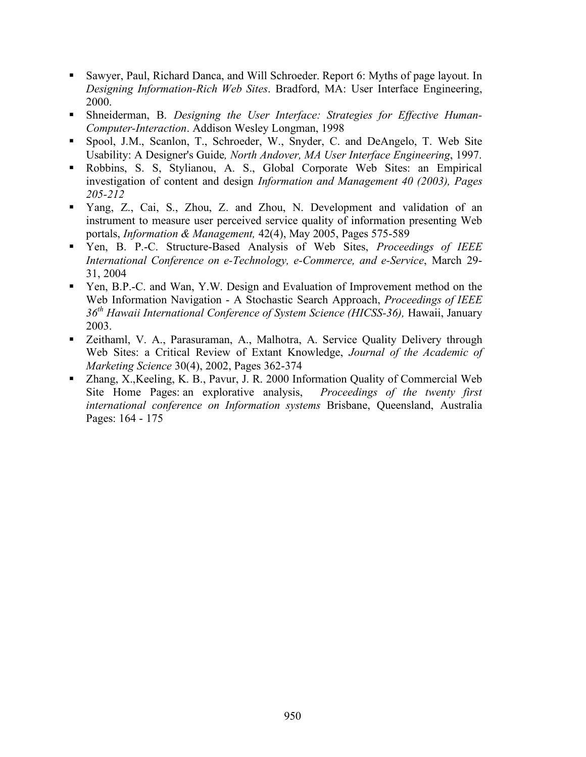- Sawyer, Paul, Richard Danca, and Will Schroeder. Report 6: Myths of page layout. In *Designing Information-Rich Web Sites*. Bradford, MA: User Interface Engineering, 2000.
- Shneiderman, B. *Designing the User Interface: Strategies for Effective Human-Computer-Interaction*. Addison Wesley Longman, 1998
- Spool, J.M., Scanlon, T., Schroeder, W., Snyder, C. and DeAngelo, T. Web Site Usability: A Designer's Guide*, North Andover, MA User Interface Engineering*, 1997.
- Robbins, S. S, Stylianou, A. S., Global Corporate Web Sites: an Empirical investigation of content and design *Information and Management 40 (2003), Pages 205-212*
- Yang, Z., Cai, S., Zhou, Z. and Zhou, N. Development and validation of an instrument to measure user perceived service quality of information presenting Web portals, *Information & Management,* 42(4), May 2005, Pages 575-589
- Yen, B. P.-C. Structure-Based Analysis of Web Sites, *Proceedings of IEEE International Conference on e-Technology, e-Commerce, and e-Service*, March 29-31, 2004
- Yen, B.P.-C. and Wan, Y.W. Design and Evaluation of Improvement method on the Web Information Navigation - A Stochastic Search Approach, *Proceedings of IEEE 36th Hawaii International Conference of System Science (HICSS-36),* Hawaii, January 2003.
- Zeithaml, V. A., Parasuraman, A., Malhotra, A. Service Quality Delivery through Web Sites: a Critical Review of Extant Knowledge, *Journal of the Academic of Marketing Science* 30(4), 2002, Pages 362-374
- Zhang, X.,Keeling, K. B., Pavur, J. R. 2000 Information Quality of Commercial Web Site Home Pages: an explorative analysis, *Proceedings of the twenty first international conference on Information systems* Brisbane, Queensland, Australia Pages: 164 - 175